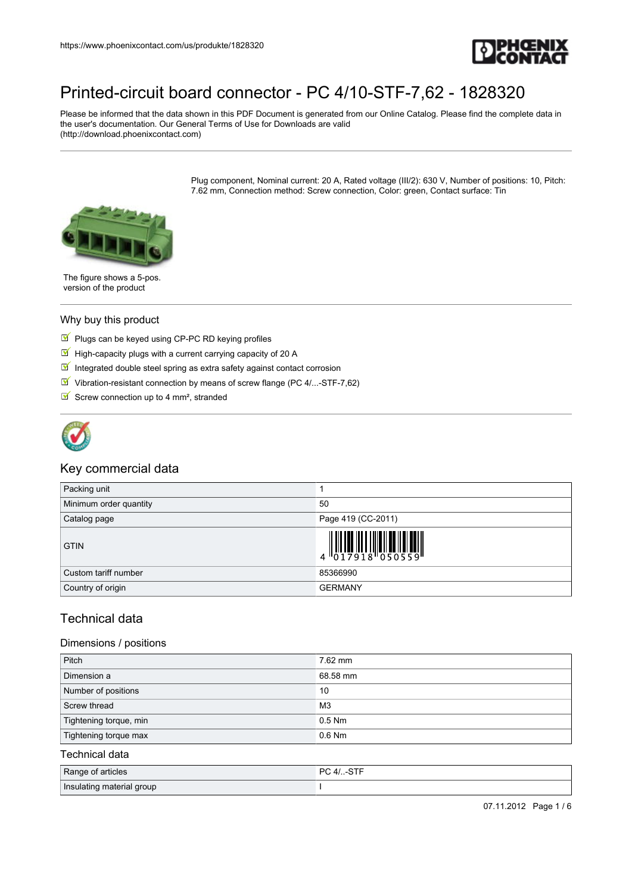# Printed-circuit board connector - PC 4/10-STF-7,62 - 1828320

Please be informed that the data shown in this PDF Document is generated from our Online Catalog. Please find the complete data in the user's documentation. Our General Terms of Use for Downloads are valid (http://download.phoenixcontact.com)

Plug component, Nominal current: 20 A, Rated voltage (III/2): 630 V, Number of positions: 10, Pitch: 7.62 mm, Connection method: Screw connection, Color: green, Contact surface: Tin

The figure shows a 5-pos. version of the product

## Why buy this product

- Plugs can be keyed using CP-PC RD keying profiles
- High-capacity plugs with a current carrying capacity of 20 A
- Integrated double steel spring as extra safety against contact corrosion
- Vibration-resistant connection by means of screw flange (PC 4/...-STF-7,62)
- Screw connection up to 4 mm², stranded

## Key commercial data

| | |
|---|---|
| Packing unit | 1 |
| Minimum order quantity | 50 |
| Catalog page | Page 419 (CC-2011) |
| GTIN | 4 017918 050559 |
| Custom tariff number | 85366990 |
| Country of origin | GERMANY |

## Technical data

### Dimensions / positions

| | |
|---|---|
| Pitch | 7.62 mm |
| Dimension a | 68.58 mm |
| Number of positions | 10 |
| Screw thread | M3 |
| Tightening torque, min | 0.5 Nm |
| Tightening torque max | 0.6 Nm |

### Technical data

| | |
|---|---|
| Range of articles | PC 4/..-STF |
| Insulating material group | I |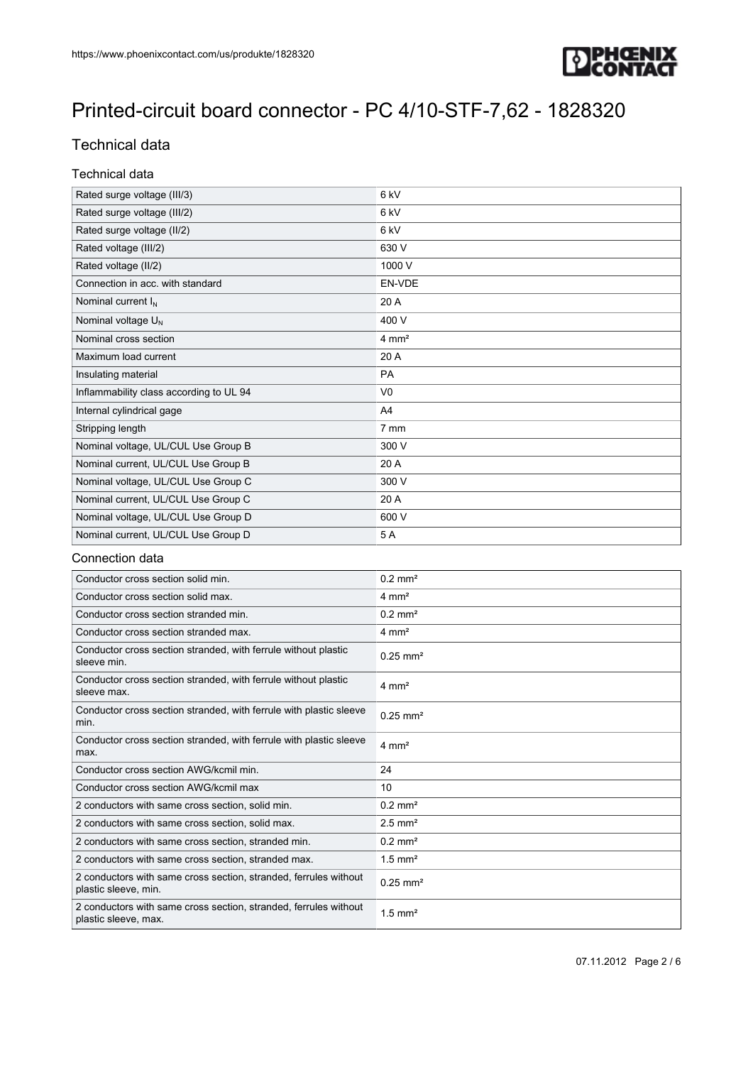# Printed-circuit board connector - PC 4/10-STF-7,62 - 1828320

## Technical data

### Technical data

| | |
|---|---|
| Rated surge voltage (III/3) | 6 kV |
| Rated surge voltage (III/2) | 6 kV |
| Rated surge voltage (II/2) | 6 kV |
| Rated voltage (III/2) | 630 V |
| Rated voltage (II/2) | 1000 V |
| Connection in acc. with standard | EN-VDE |
| Nominal current $I_N$ | 20 A |
| Nominal voltage $U_N$ | 400 V |
| Nominal cross section | 4 mm² |
| Maximum load current | 20 A |
| Insulating material | PA |
| Inflammability class according to UL 94 | V0 |
| Internal cylindrical gage | A4 |
| Stripping length | 7 mm |
| Nominal voltage, UL/CUL Use Group B | 300 V |
| Nominal current, UL/CUL Use Group B | 20 A |
| Nominal voltage, UL/CUL Use Group C | 300 V |
| Nominal current, UL/CUL Use Group C | 20 A |
| Nominal voltage, UL/CUL Use Group D | 600 V |
| Nominal current, UL/CUL Use Group D | 5 A |

### Connection data

| | |
|---|---|
| Conductor cross section solid min. | 0.2 mm² |
| Conductor cross section solid max. | 4 mm² |
| Conductor cross section stranded min. | 0.2 mm² |
| Conductor cross section stranded max. | 4 mm² |
| Conductor cross section stranded, with ferrule without plastic sleeve min. | 0.25 mm² |
| Conductor cross section stranded, with ferrule without plastic sleeve max. | 4 mm² |
| Conductor cross section stranded, with ferrule with plastic sleeve min. | 0.25 mm² |
| Conductor cross section stranded, with ferrule with plastic sleeve max. | 4 mm² |
| Conductor cross section AWG/kcmil min. | 24 |
| Conductor cross section AWG/kcmil max | 10 |
| 2 conductors with same cross section, solid min. | 0.2 mm² |
| 2 conductors with same cross section, solid max. | 2.5 mm² |
| 2 conductors with same cross section, stranded min. | 0.2 mm² |
| 2 conductors with same cross section, stranded max. | 1.5 mm² |
| 2 conductors with same cross section, stranded, ferrules without plastic sleeve, min. | 0.25 mm² |
| 2 conductors with same cross section, stranded, ferrules without plastic sleeve, max. | 1.5 mm² |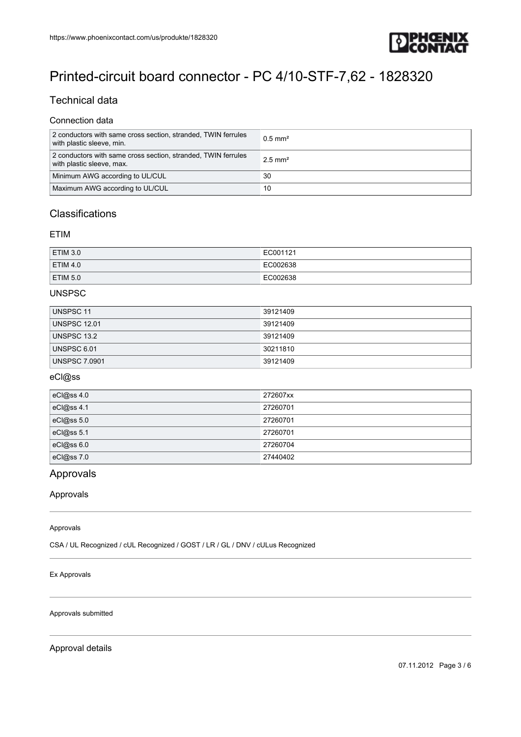# Printed-circuit board connector - PC 4/10-STF-7,62 - 1828320

## Technical data

### Connection data

| | |
|---|---|
| 2 conductors with same cross section, stranded, TWIN ferrules with plastic sleeve, min. | 0.5 mm² |
| 2 conductors with same cross section, stranded, TWIN ferrules with plastic sleeve, max. | 2.5 mm² |
| Minimum AWG according to UL/CUL | 30 |
| Maximum AWG according to UL/CUL | 10 |

## Classifications

### ETIM

| | |
|---|---|
| ETIM 3.0 | EC001121 |
| ETIM 4.0 | EC002638 |
| ETIM 5.0 | EC002638 |

### UNSPSC

| | |
|---|---|
| UNSPSC 11 | 39121409 |
| UNSPSC 12.01 | 39121409 |
| UNSPSC 13.2 | 39121409 |
| UNSPSC 6.01 | 30211810 |
| UNSPSC 7.0901 | 39121409 |

### eCl@ss

| | |
|---|---|
| eCl@ss 4.0 | 272607xx |
| eCl@ss 4.1 | 27260701 |
| eCl@ss 5.0 | 27260701 |
| eCl@ss 5.1 | 27260701 |
| eCl@ss 6.0 | 27260704 |
| eCl@ss 7.0 | 27440402 |

## Approvals

### Approvals

Approvals

CSA / UL Recognized / cUL Recognized / GOST / LR / GL / DNV / cULus Recognized

Ex Approvals

Approvals submitted

### Approval details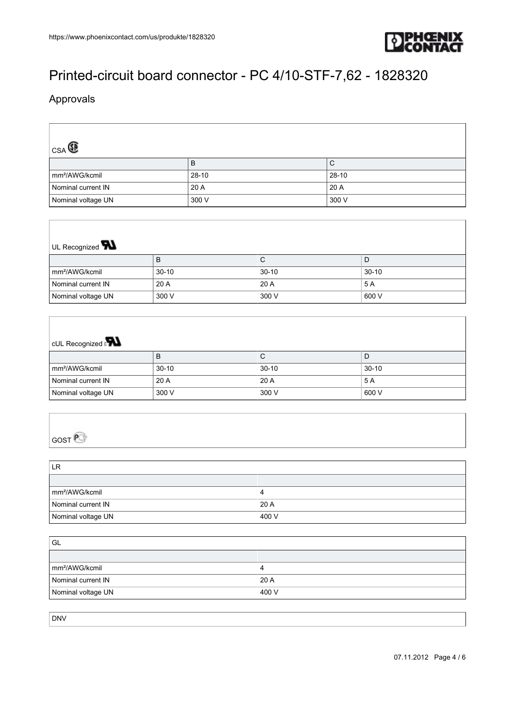# Printed-circuit board connector - PC 4/10-STF-7,62 - 1828320

## Approvals

CSA

| | B | C |
|---|---|---|
| mm²/AWG/kcmil | 28-10 | 28-10 |
| Nominal current IN | 20 A | 20 A |
| Nominal voltage UN | 300 V | 300 V |

UL Recognized

| | B | C | D |
|---|---|---|---|
| mm²/AWG/kcmil | 30-10 | 30-10 | 30-10 |
| Nominal current IN | 20 A | 20 A | 5 A |
| Nominal voltage UN | 300 V | 300 V | 600 V |

cUL Recognized

| | B | C | D |
|---|---|---|---|
| mm²/AWG/kcmil | 30-10 | 30-10 | 30-10 |
| Nominal current IN | 20 A | 20 A | 5 A |
| Nominal voltage UN | 300 V | 300 V | 600 V |

GOST

LR

| | |
|---|---|
| mm²/AWG/kcmil | 4 |
| Nominal current IN | 20 A |
| Nominal voltage UN | 400 V |

GL

| | |
|---|---|
| mm²/AWG/kcmil | 4 |
| Nominal current IN | 20 A |
| Nominal voltage UN | 400 V |

DNV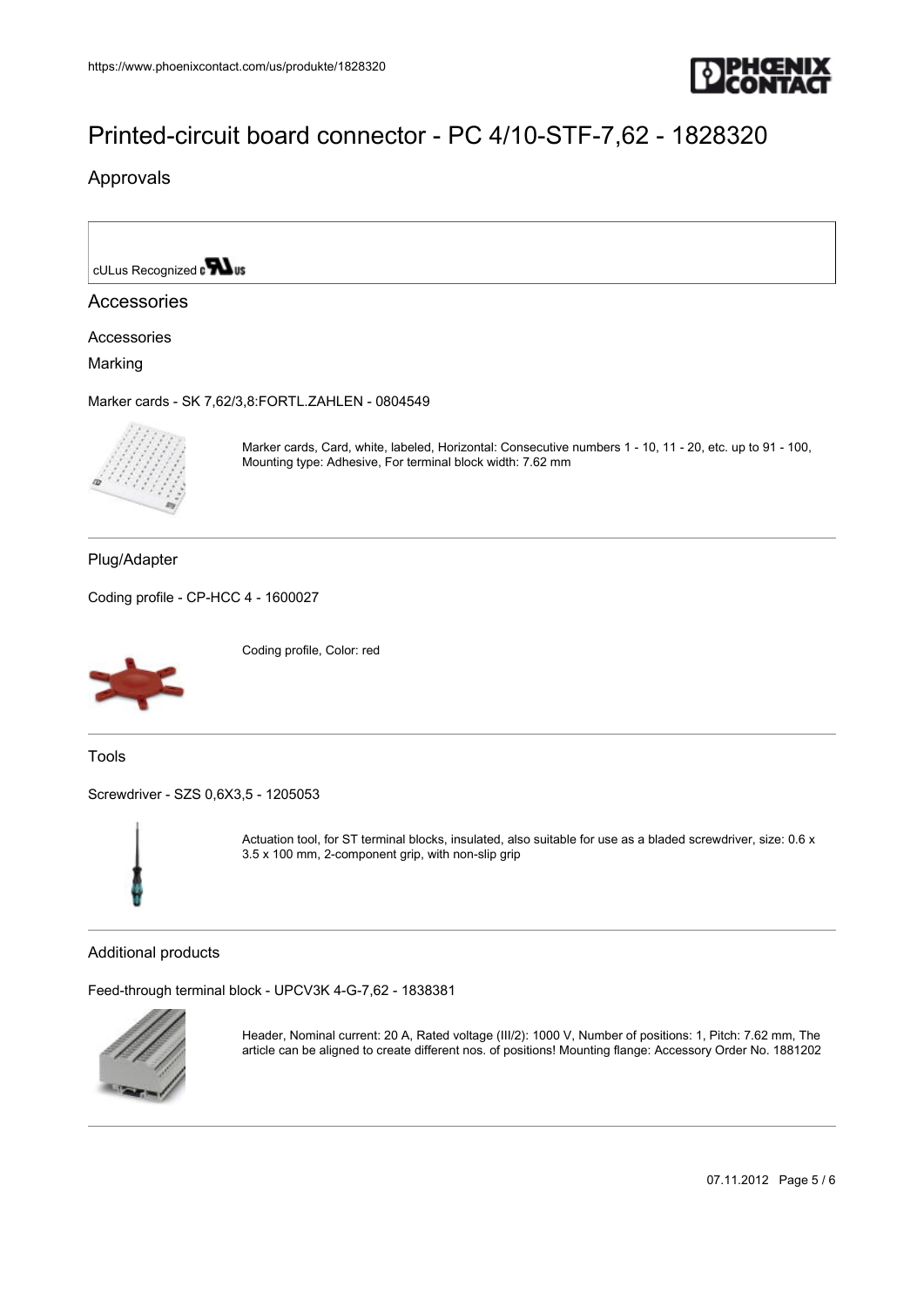# Printed-circuit board connector - PC 4/10-STF-7,62 - 1828320

## Approvals

cULus Recognized

## Accessories

### Accessories

#### Marking

Marker cards - SK 7,62/3,8:FORTL.ZAHLEN - 0804549

Marker cards, Card, white, labeled, Horizontal: Consecutive numbers 1 - 10, 11 - 20, etc. up to 91 - 100, Mounting type: Adhesive, For terminal block width: 7.62 mm

---

#### Plug/Adapter

Coding profile - CP-HCC 4 - 1600027

Coding profile, Color: red

---

#### Tools

Screwdriver - SZS 0,6X3,5 - 1205053

Actuation tool, for ST terminal blocks, insulated, also suitable for use as a bladed screwdriver, size: 0.6 x 3.5 x 100 mm, 2-component grip, with non-slip grip

---

### Additional products

Feed-through terminal block - UPCV3K 4-G-7,62 - 1838381

Header, Nominal current: 20 A, Rated voltage (III/2): 1000 V, Number of positions: 1, Pitch: 7.62 mm, The article can be aligned to create different nos. of positions! Mounting flange: Accessory Order No. 1881202

---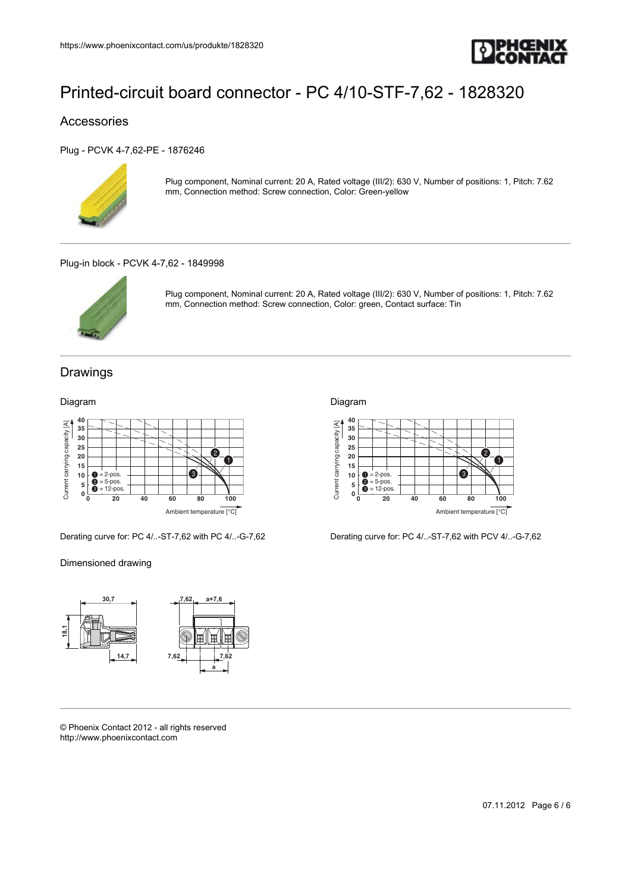# Printed-circuit board connector - PC 4/10-STF-7,62 - 1828320

## Accessories

Plug - PCVK 4-7,62-PE - 1876246

Plug component, Nominal current: 20 A, Rated voltage (III/2): 630 V, Number of positions: 1, Pitch: 7.62 mm, Connection method: Screw connection, Color: Green-yellow

Plug-in block - PCVK 4-7,62 - 1849998

Plug component, Nominal current: 20 A, Rated voltage (III/2): 630 V, Number of positions: 1, Pitch: 7.62 mm, Connection method: Screw connection, Color: green, Contact surface: Tin

## Drawings

### Diagram

Current carrying capacity [A]
40
35
30
25
20
15
10
5
0
0 20 40 60 80 100
Ambient temperature [°C]
1 = 2-pos.
2 = 5-pos.
3 = 12-pos.

Derating curve for: PC 4/..-ST-7,62 with PC 4/..-G-7,62

### Diagram

Current carrying capacity [A]
40
35
30
25
20
15
10
5
0
0 20 40 60 80 100
Ambient temperature [°C]
1 = 2-pos.
2 = 5-pos.
3 = 12-pos.

Derating curve for: PC 4/..-ST-7,62 with PCV 4/..-G-7,62

### Dimensioned drawing

30,7
18,1
14,7
7,62
a+7,6
7,62
7,62
a